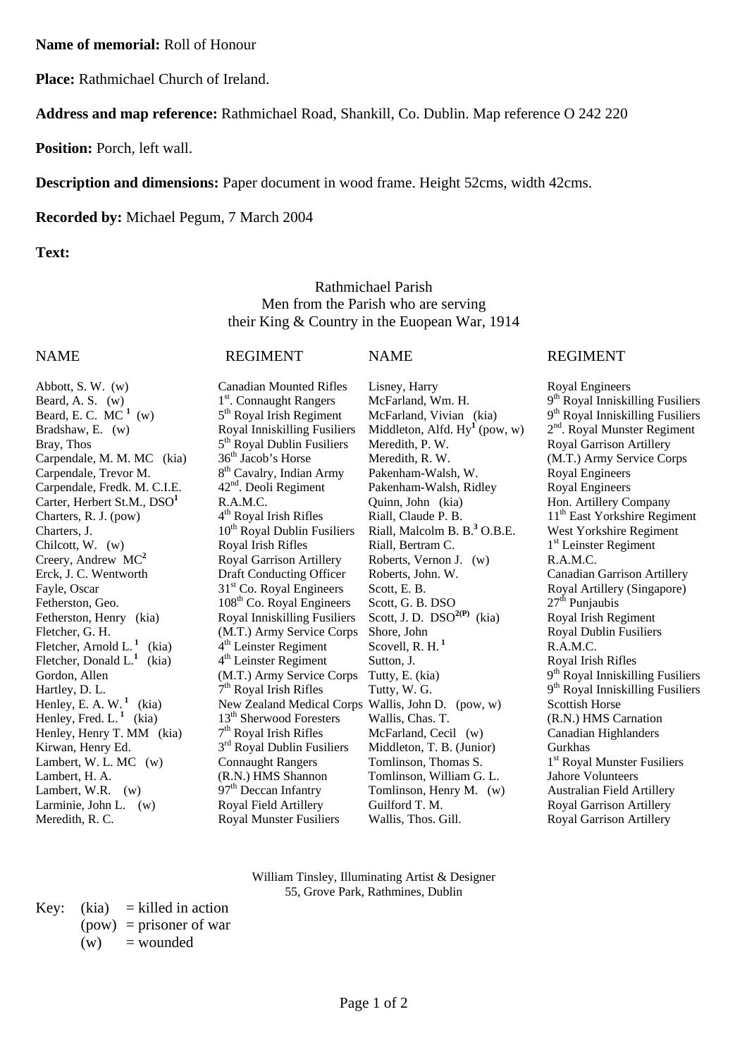**Name of memorial:** Roll of Honour

**Place:** Rathmichael Church of Ireland.

**Address and map reference:** Rathmichael Road, Shankill, Co. Dublin. Map reference O 242 220

**Position:** Porch, left wall.

**Description and dimensions:** Paper document in wood frame. Height 52cms, width 42cms.

**Recorded by:** Michael Pegum, 7 March 2004

**Text:**

Rathmichael Parish
Men from the Parish who are serving
their King & Country in the Euopean War, 1914

| NAME | REGIMENT | NAME | REGIMENT |
|---|---|---|---|
| Abbott, S. W. (w) | Canadian Mounted Rifles | Lisney, Harry | Royal Engineers |
| Beard, A. S. (w) | 1st. Connaught Rangers | McFarland, Wm. H. | 9th Royal Inniskilling Fusiliers |
| Beard, E. C. MC [1] (w) | 5th Royal Irish Regiment | McFarland, Vivian (kia) | 9th Royal Inniskilling Fusiliers |
| Bradshaw, E. (w) | Royal Inniskilling Fusiliers | Middleton, Alfd. Hy[1] (pow, w) | 2nd. Royal Munster Regiment |
| Bray, Thos | 5th Royal Dublin Fusiliers | Meredith, P. W. | Royal Garrison Artillery |
| Carpendale, M. M. MC (kia) | 36th Jacob's Horse | Meredith, R. W. | (M.T.) Army Service Corps |
| Carpendale, Trevor M. | 8th Cavalry, Indian Army | Pakenham-Walsh, W. | Royal Engineers |
| Carpendale, Fredk. M. C.I.E. | 42nd. Deoli Regiment | Pakenham-Walsh, Ridley | Royal Engineers |
| Carter, Herbert St.M., DSO[1] | R.A.M.C. | Quinn, John (kia) | Hon. Artillery Company |
| Charters, R. J. (pow) | 4th Royal Irish Rifles | Riall, Claude P. B. | 11th East Yorkshire Regiment |
| Charters, J. | 10th Royal Dublin Fusiliers | Riall, Malcolm B. B.[3] O.B.E. | West Yorkshire Regiment |
| Chilcott, W. (w) | Royal Irish Rifles | Riall, Bertram C. | 1st Leinster Regiment |
| Creery, Andrew MC[2] | Royal Garrison Artillery | Roberts, Vernon J. (w) | R.A.M.C. |
| Erck, J. C. Wentworth | Draft Conducting Officer | Roberts, John. W. | Canadian Garrison Artillery |
| Fayle, Oscar | 31st Co. Royal Engineers | Scott, E. B. | Royal Artillery (Singapore) |
| Fetherston, Geo. | 108th Co. Royal Engineers | Scott, G. B. DSO | 27th Punjaubis |
| Fetherston, Henry (kia) | Royal Inniskilling Fusiliers | Scott, J. D. DSO[2(P)] (kia) | Royal Irish Regiment |
| Fletcher, G. H. | (M.T.) Army Service Corps | Shore, John | Royal Dublin Fusiliers |
| Fletcher, Arnold L.[1] (kia) | 4th Leinster Regiment | Scovell, R. H.[1] | R.A.M.C. |
| Fletcher, Donald L.[1] (kia) | 4th Leinster Regiment | Sutton, J. | Royal Irish Rifles |
| Gordon, Allen | (M.T.) Army Service Corps | Tutty, E. (kia) | 9th Royal Inniskilling Fusiliers |
| Hartley, D. L. | 7th Royal Irish Rifles | Tutty, W. G. | 9th Royal Inniskilling Fusiliers |
| Henley, E. A. W.[1] (kia) | New Zealand Medical Corps | Wallis, John D. (pow, w) | Scottish Horse |
| Henley, Fred. L.[1] (kia) | 13th Sherwood Foresters | Wallis, Chas. T. | (R.N.) HMS Carnation |
| Henley, Henry T. MM (kia) | 7th Royal Irish Rifles | McFarland, Cecil (w) | Canadian Highlanders |
| Kirwan, Henry Ed. | 3rd Royal Dublin Fusiliers | Middleton, T. B. (Junior) | Gurkhas |
| Lambert, W. L. MC (w) | Connaught Rangers | Tomlinson, Thomas S. | 1st Royal Munster Fusiliers |
| Lambert, H. A. | (R.N.) HMS Shannon | Tomlinson, William G. L. | Jahore Volunteers |
| Lambert, W.R. (w) | 97th Deccan Infantry | Tomlinson, Henry M. (w) | Australian Field Artillery |
| Larminie, John L. (w) | Royal Field Artillery | Guilford T. M. | Royal Garrison Artillery |
| Meredith, R. C. | Royal Munster Fusiliers | Wallis, Thos. Gill. | Royal Garrison Artillery |

William Tinsley, Illuminating Artist & Designer
55, Grove Park, Rathmines, Dublin

Key:
(kia) = killed in action
(pow) = prisoner of war
(w) = wounded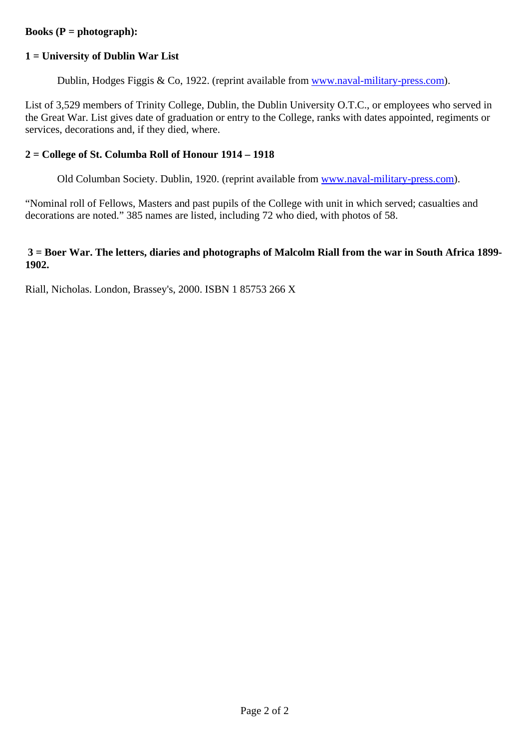**Books (P = photograph):**

**1 = University of Dublin War List**

Dublin, Hodges Figgis & Co, 1922. (reprint available from www.naval-military-press.com).

List of 3,529 members of Trinity College, Dublin, the Dublin University O.T.C., or employees who served in the Great War. List gives date of graduation or entry to the College, ranks with dates appointed, regiments or services, decorations and, if they died, where.

**2 = College of St. Columba Roll of Honour 1914 – 1918**

Old Columban Society. Dublin, 1920. (reprint available from www.naval-military-press.com).

"Nominal roll of Fellows, Masters and past pupils of the College with unit in which served; casualties and decorations are noted." 385 names are listed, including 72 who died, with photos of 58.

**3 = Boer War. The letters, diaries and photographs of Malcolm Riall from the war in South Africa 1899-1902.**

Riall, Nicholas. London, Brassey's, 2000. ISBN 1 85753 266 X